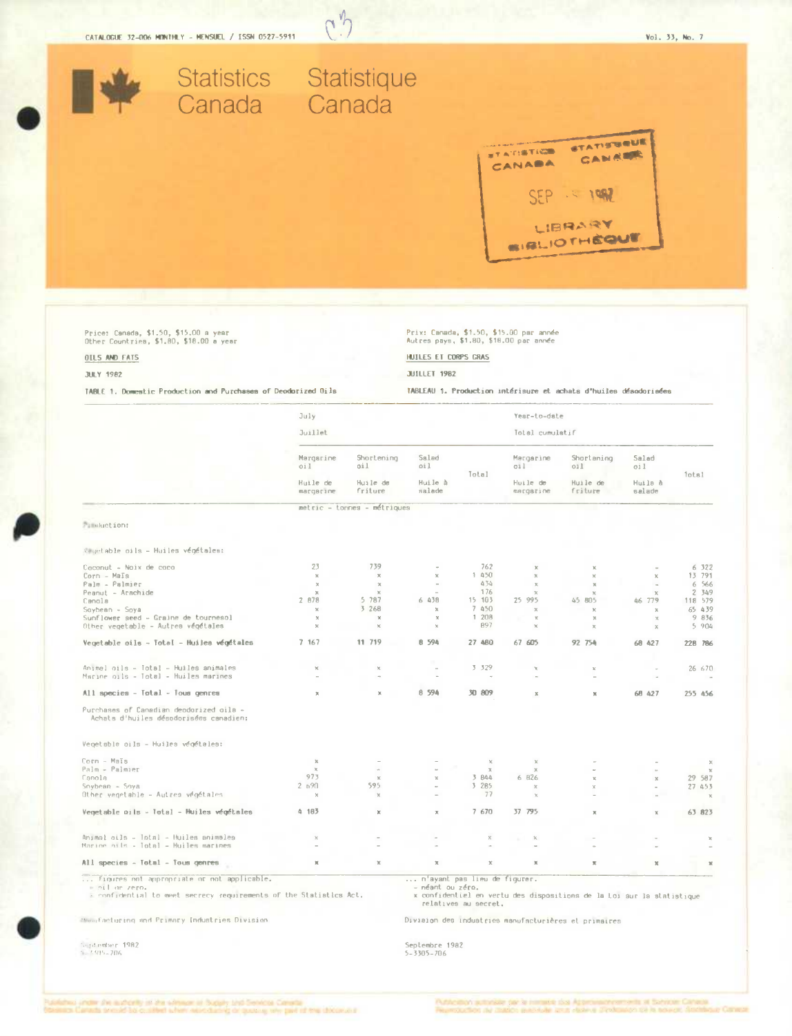CATALOGUE 32-006 MONTHLY - MENSUEL / ISSN 0527-5911

# Statistics Canada / Statistique Canada

STATISTICS CANADA / STATISTIQUE CANADA
SEP 1982
LIBRARY / BIBLIOTHÈQUE

Price: Canada, $1.50, $15.00 a year
Other Countries, $1.80, $18.00 a year

Prix: Canada, $1.50, $15.00 par année
Autres pays, $1.80, $18.00 par année

## OILS AND FATS / HUILES ET CORPS GRAS

JULY 1982 / JUILLET 1982

### TABLE 1. Domestic Production and Purchases of Deodorized Oils / TABLEAU 1. Production intérieure et achats d'huiles désodorisées

| | July / Juillet | | | | Year-to-date / Total cumulatif | | | |
|---|---|---|---|---|---|---|---|---|
| | Margarine oil / Huile de margarine | Shortening oil / Huile de friture | Salad oil / Huile à salade | Total | Margarine oil / Huile de margarine | Shortening oil / Huile de friture | Salad oil / Huile à salade | Total |
| | metric - tonnes - métriques | | | | | | | |
| **Production:** | | | | | | | | |
| Vegetable oils - Huiles végétales: | | | | | | | | |
| Coconut - Noix de coco | 23 | 739 | - | 762 | x | x | - | 6 322 |
| Corn - Maïs | x | x | x | 1 450 | x | x | x | 13 791 |
| Palm - Palmier | x | x | - | 434 | x | x | - | 6 566 |
| Peanut - Arachide | x | x | - | 176 | x | x | x | 2 349 |
| Canola | 2 878 | 5 787 | 6 438 | 15 103 | 25 995 | 45 805 | 46 779 | 118 579 |
| Soybean - Soya | x | 3 268 | x | 7 450 | x | x | x | 65 439 |
| Sunflower seed - Graine de tournesol | x | x | x | 1 208 | x | x | x | 9 836 |
| Other vegetable - Autres végétales | x | x | x | 897 | x | x | x | 5 904 |
| **Vegetable oils - Total - Huiles végétales** | **7 167** | **11 719** | **8 594** | **27 480** | **67 605** | **92 754** | **68 427** | **228 786** |
| Animal oils - Total - Huiles animales | x | x | - | 3 329 | x | x | - | 26 670 |
| Marine oils - Total - Huiles marines | - | - | - | - | - | - | - | - |
| **All species - Total - Tous genres** | **x** | **x** | **8 594** | **30 809** | **x** | **x** | **68 427** | **255 456** |
| **Purchases of Canadian deodorized oils - Achats d'huiles désodorisées canadien:** | | | | | | | | |
| Vegetable oils - Huiles végétales: | | | | | | | | |
| Corn - Maïs | x | - | - | x | x | - | - | x |
| Palm - Palmier | x | - | - | x | x | - | - | x |
| Canola | 973 | x | x | 3 844 | 6 826 | x | x | 29 587 |
| Soybean - Soya | 2 690 | 595 | - | 3 285 | x | x | - | 27 453 |
| Other vegetable - Autres végétales | x | x | - | 77 | x | - | - | x |
| **Vegetable oils - Total - Huiles végétales** | **4 183** | **x** | **x** | **7 670** | **37 795** | **x** | **x** | **63 823** |
| Animal oils - Total - Huiles animales | x | - | - | x | x | - | - | x |
| Marine oils - Total - Huiles marines | - | - | - | - | - | - | - | - |
| **All species - Total - Tous genres** | **x** | **x** | **x** | **x** | **x** | **x** | **x** | **x** |

... figures not appropriate or not applicable.
- nil or zero.
x confidential to meet secrecy requirements of the Statistics Act.

... n'ayant pas lieu de figurer.
- néant ou zéro.
x confidentiel en vertu des dispositions de la Loi sur la statistique relatives au secret.

Manufacturing and Primary Industries Division

Division des industries manufacturières et primaires

September 1982
5-3305-706

Septembre 1982
5-3305-706

Published under the authority of the Minister of Supply and Services Canada. Statistics Canada should be credited when reproducing or quoting any part of this document.

Publication autorisée par le ministre des Approvisionnements et Services Canada. Reproduction ou citation autorisée sous réserve d'indication de la source: Statistique Canada.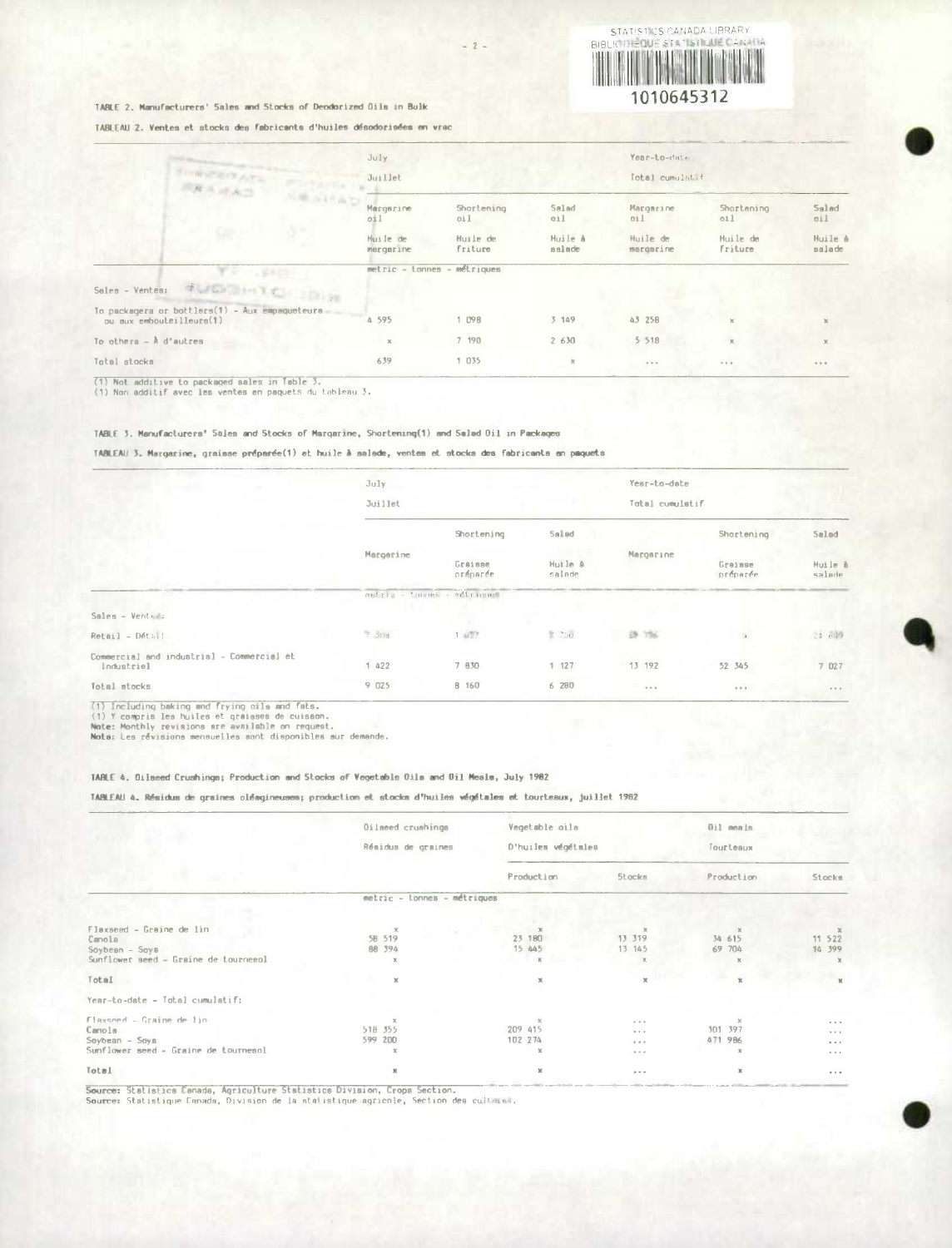TABLE 2. Manufacturers' Sales and Stocks of Deodorized Oils in Bulk

TABLEAU 2. Ventes et stocks des fabricants d'huiles désodorisées en vrac

| | July<br>Juillet | | | Year-to-date<br>Total cumulatif | | |
|---|---|---|---|---|---|---|
| | Margarine oil<br>Huile de margarine | Shortening oil<br>Huile de friture | Salad oil<br>Huile à salade | Margarine oil<br>Huile de margarine | Shortening oil<br>Huile de friture | Salad oil<br>Huile à salade |
| | metric - tonnes - métriques | | | | | |
| Sales - Ventes: | | | | | | |
| To packagers or bottlers(1) - Aux empaqueteurs ou aux embouteilleurs(1) | 4 595 | 1 098 | 3 149 | 43 258 | x | x |
| To others - À d'autres | x | 7 190 | 2 630 | 5 518 | x | x |
| Total stocks | 639 | 1 035 | x | ... | ... | ... |

(1) Not additive to packaged sales in Table 3.
(1) Non additif avec les ventes en paquets du tableau 3.

TABLE 3. Manufacturers' Sales and Stocks of Margarine, Shortening(1) and Salad Oil in Packages

TABLEAU 3. Margarine, graisse préparée(1) et huile à salade, ventes et stocks des fabricants en paquets

| | July<br>Juillet | | | Year-to-date<br>Total cumulatif | | |
|---|---|---|---|---|---|---|
| | Margarine | Shortening<br>Graisse préparée | Salad<br>Huile à salade | Margarine | Shortening<br>Graisse préparée | Salad<br>Huile à salade |
| | metric - tonnes - métriques | | | | | |
| Sales - Ventes: | | | | | | |
| Retail - Détail | 7 309 | 1 457 | 2 720 | 59 786 | x | 24 289 |
| Commercial and industrial - Commercial et industriel | 1 422 | 7 830 | 1 127 | 13 192 | 52 345 | 7 027 |
| Total stocks | 9 025 | 8 160 | 6 280 | ... | ... | ... |

(1) Including baking and frying oils and fats.
(1) Y compris les huiles et graisses de cuisson.
Note: Monthly revisions are available on request.
Nota: Les révisions mensuelles sont disponibles sur demande.

TABLE 4. Oilseed Crushings; Production and Stocks of Vegetable Oils and Oil Meals, July 1982

TABLEAU 4. Résidus de graines oléagineuses; production et stocks d'huiles végétales et tourteaux, juillet 1982

| | Oilseed crushings<br>Résidus de graines | Vegetable oils<br>D'huiles végétales | | Oil meals<br>Tourteaux | |
|---|---|---|---|---|---|
| | | Production | Stocks | Production | Stocks |
| | metric - tonnes - métriques | | | | |
| Flaxseed - Graine de lin | x | x | x | x | x |
| Canola | 58 519 | 23 180 | 13 319 | 34 615 | 11 522 |
| Soybean - Soya | 88 394 | 15 445 | 13 145 | 69 704 | 14 399 |
| Sunflower seed - Graine de tournesol | x | x | x | x | x |
| Total | x | x | x | x | x |
| Year-to-date - Total cumulatif: | | | | | |
| Flaxseed - Graine de lin | x | x | ... | x | ... |
| Canola | 518 355 | 209 415 | ... | 301 397 | ... |
| Soybean - Soya | 599 200 | 102 274 | ... | 471 986 | ... |
| Sunflower seed - Graine de tournesol | x | x | ... | x | ... |
| Total | x | x | ... | x | ... |

Source: Statistics Canada, Agriculture Statistics Division, Crops Section.
Source: Statistique Canada, Division de la statistique agricole, Section des cultures.